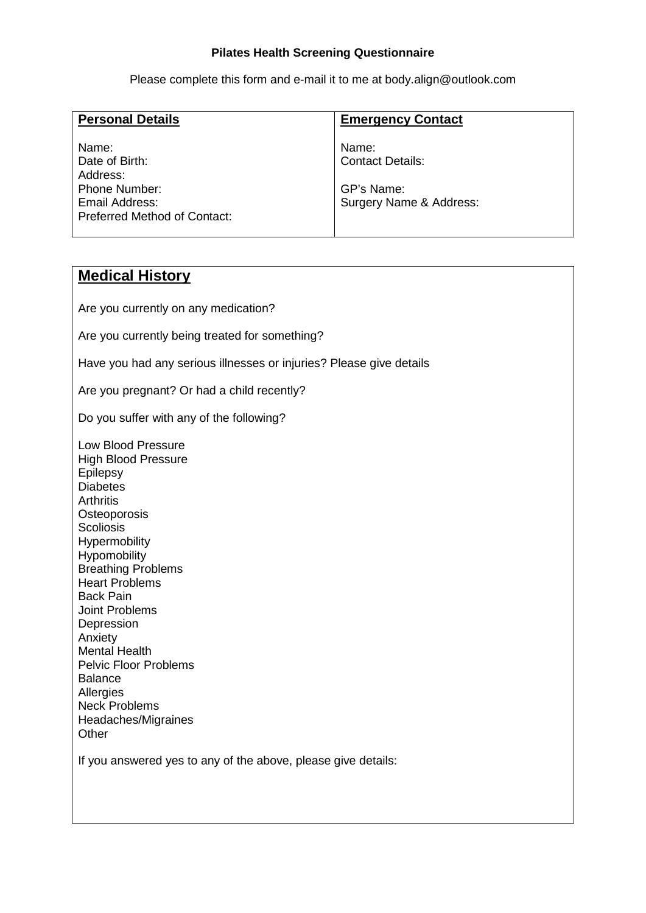**Pilates Health Screening Questionnaire**

Please complete this form and e-mail it to me at body.align@outlook.com

| **Personal Details** | **Emergency Contact** |
| --- | --- |
| Name:<br>Date of Birth:<br>Address:<br>Phone Number:<br>Email Address:<br>Preferred Method of Contact: | Name:<br>Contact Details:<br><br>GP's Name:<br>Surgery Name & Address: |

## Medical History

Are you currently on any medication?

Are you currently being treated for something?

Have you had any serious illnesses or injuries? Please give details

Are you pregnant? Or had a child recently?

Do you suffer with any of the following?

Low Blood Pressure
High Blood Pressure
Epilepsy
Diabetes
Arthritis
Osteoporosis
Scoliosis
Hypermobility
Hypomobility
Breathing Problems
Heart Problems
Back Pain
Joint Problems
Depression
Anxiety
Mental Health
Pelvic Floor Problems
Balance
Allergies
Neck Problems
Headaches/Migraines
Other

If you answered yes to any of the above, please give details: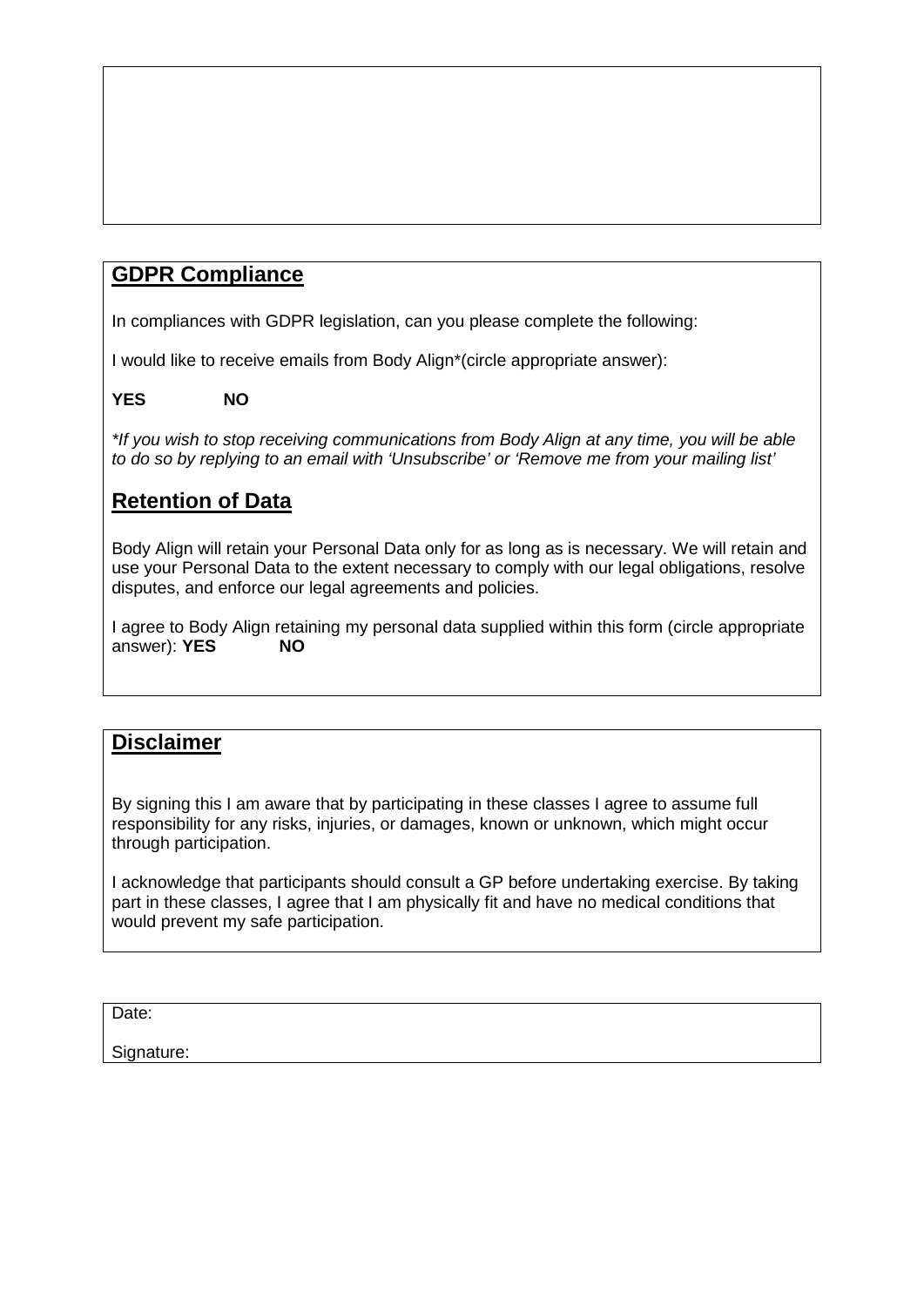## GDPR Compliance

In compliances with GDPR legislation, can you please complete the following:

I would like to receive emails from Body Align*(circle appropriate answer):

**YES** **NO**

*\*If you wish to stop receiving communications from Body Align at any time, you will be able to do so by replying to an email with 'Unsubscribe' or 'Remove me from your mailing list'*

## Retention of Data

Body Align will retain your Personal Data only for as long as is necessary. We will retain and use your Personal Data to the extent necessary to comply with our legal obligations, resolve disputes, and enforce our legal agreements and policies.

I agree to Body Align retaining my personal data supplied within this form (circle appropriate answer): **YES** **NO**

## Disclaimer

By signing this I am aware that by participating in these classes I agree to assume full responsibility for any risks, injuries, or damages, known or unknown, which might occur through participation.

I acknowledge that participants should consult a GP before undertaking exercise. By taking part in these classes, I agree that I am physically fit and have no medical conditions that would prevent my safe participation.

Date:

Signature: